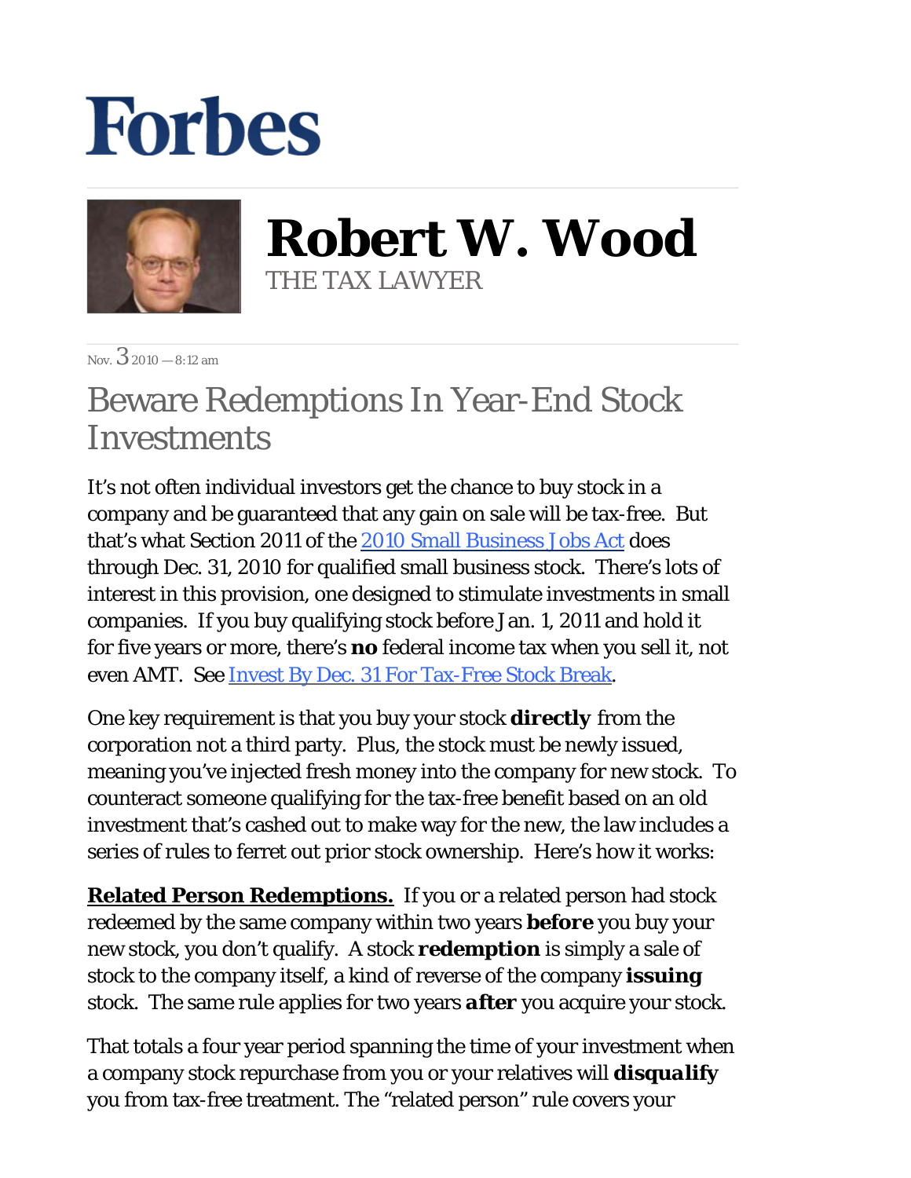# Forbes

## Robert W. Wood

THE TAX LAWYER

Nov. 3 2010 — 8:12 am

# Beware Redemptions In Year-End Stock Investments

It's not often individual investors get the chance to buy stock in a company and be guaranteed that any gain on sale will be tax-free. But that's what Section 2011 of the [2010 Small Business Jobs Act](#) does through Dec. 31, 2010 for qualified small business stock. There's lots of interest in this provision, one designed to stimulate investments in small companies. If you buy qualifying stock before Jan. 1, 2011 and hold it for five years or more, there's **no** federal income tax when you sell it, not even AMT. See [Invest By Dec. 31 For Tax-Free Stock Break](#).

One key requirement is that you buy your stock **directly** from the corporation not a third party. Plus, the stock must be newly issued, meaning you've injected fresh money into the company for new stock. To counteract someone qualifying for the tax-free benefit based on an old investment that's cashed out to make way for the new, the law includes a series of rules to ferret out prior stock ownership. Here's how it works:

**Related Person Redemptions.** If you or a related person had stock redeemed by the same company within two years **before** you buy your new stock, you don't qualify. A stock **redemption** is simply a sale of stock to the company itself, a kind of reverse of the company **issuing** stock. The same rule applies for two years **after** you acquire your stock.

That totals a four year period spanning the time of your investment when a company stock repurchase from you or your relatives will **disqualify** you from tax-free treatment. The "related person" rule covers your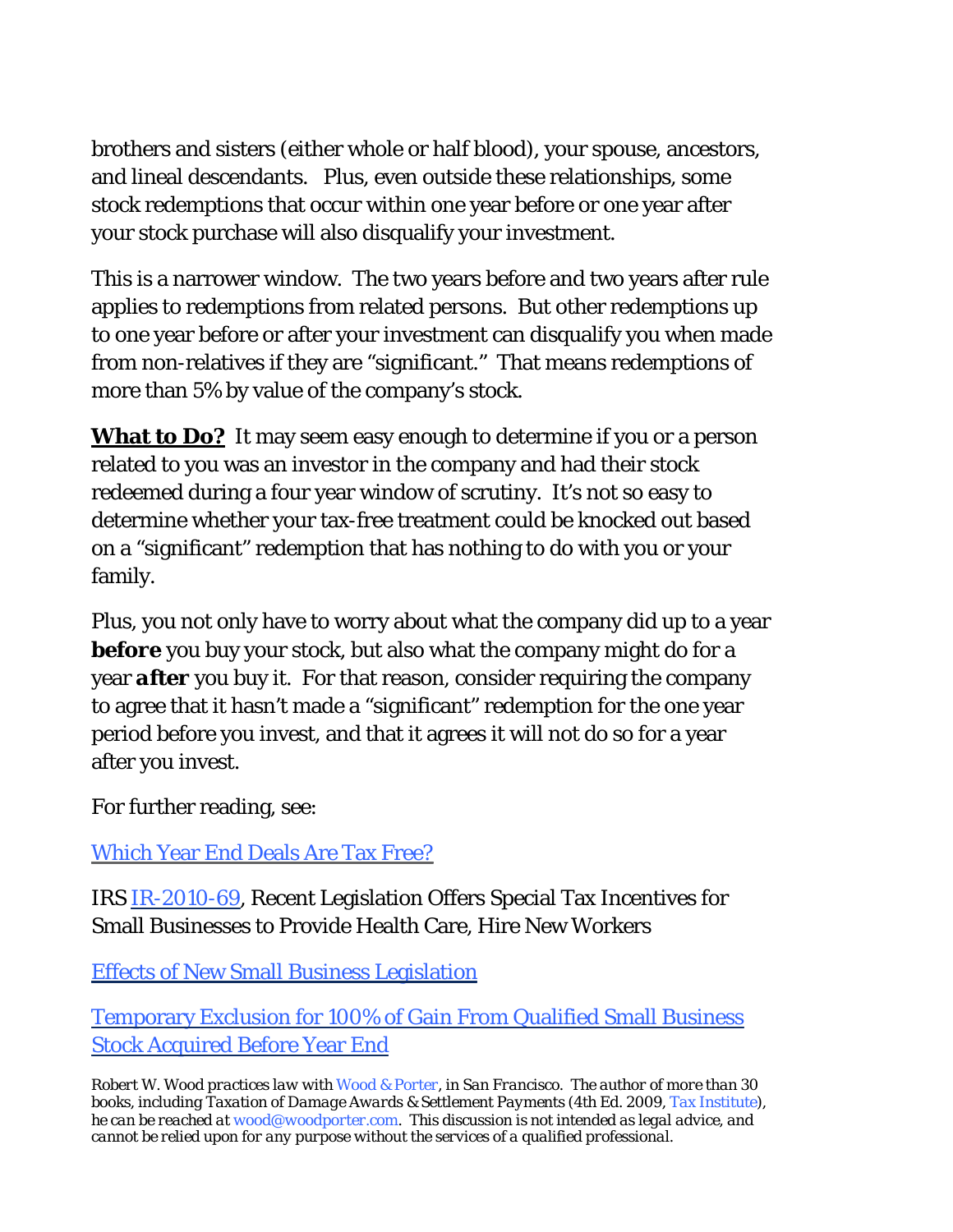brothers and sisters (either whole or half blood), your spouse, ancestors, and lineal descendants. Plus, even outside these relationships, some stock redemptions that occur within one year before or one year after your stock purchase will also disqualify your investment.

This is a narrower window. The two years before and two years after rule applies to redemptions from related persons. But other redemptions up to one year before or after your investment can disqualify you when made from non-relatives if they are "significant." That means redemptions of more than 5% by value of the company's stock.

**What to Do?** It may seem easy enough to determine if you or a person related to you was an investor in the company and had their stock redeemed during a four year window of scrutiny. It's not so easy to determine whether your tax-free treatment could be knocked out based on a "significant" redemption that has nothing to do with you or your family.

Plus, you not only have to worry about what the company did up to a year ***before*** you buy your stock, but also what the company might do for a year ***after*** you buy it. For that reason, consider requiring the company to agree that it hasn't made a "significant" redemption for the one year period before you invest, and that it agrees it will not do so for a year after you invest.

For further reading, see:

Which Year End Deals Are Tax Free?

IRS IR-2010-69, Recent Legislation Offers Special Tax Incentives for Small Businesses to Provide Health Care, Hire New Workers

Effects of New Small Business Legislation

Temporary Exclusion for 100% of Gain From Qualified Small Business Stock Acquired Before Year End

*Robert W. Wood practices law with Wood & Porter, in San Francisco. The author of more than 30 books, including Taxation of Damage Awards & Settlement Payments (4th Ed. 2009, Tax Institute), he can be reached at wood@woodporter.com. This discussion is not intended as legal advice, and cannot be relied upon for any purpose without the services of a qualified professional.*